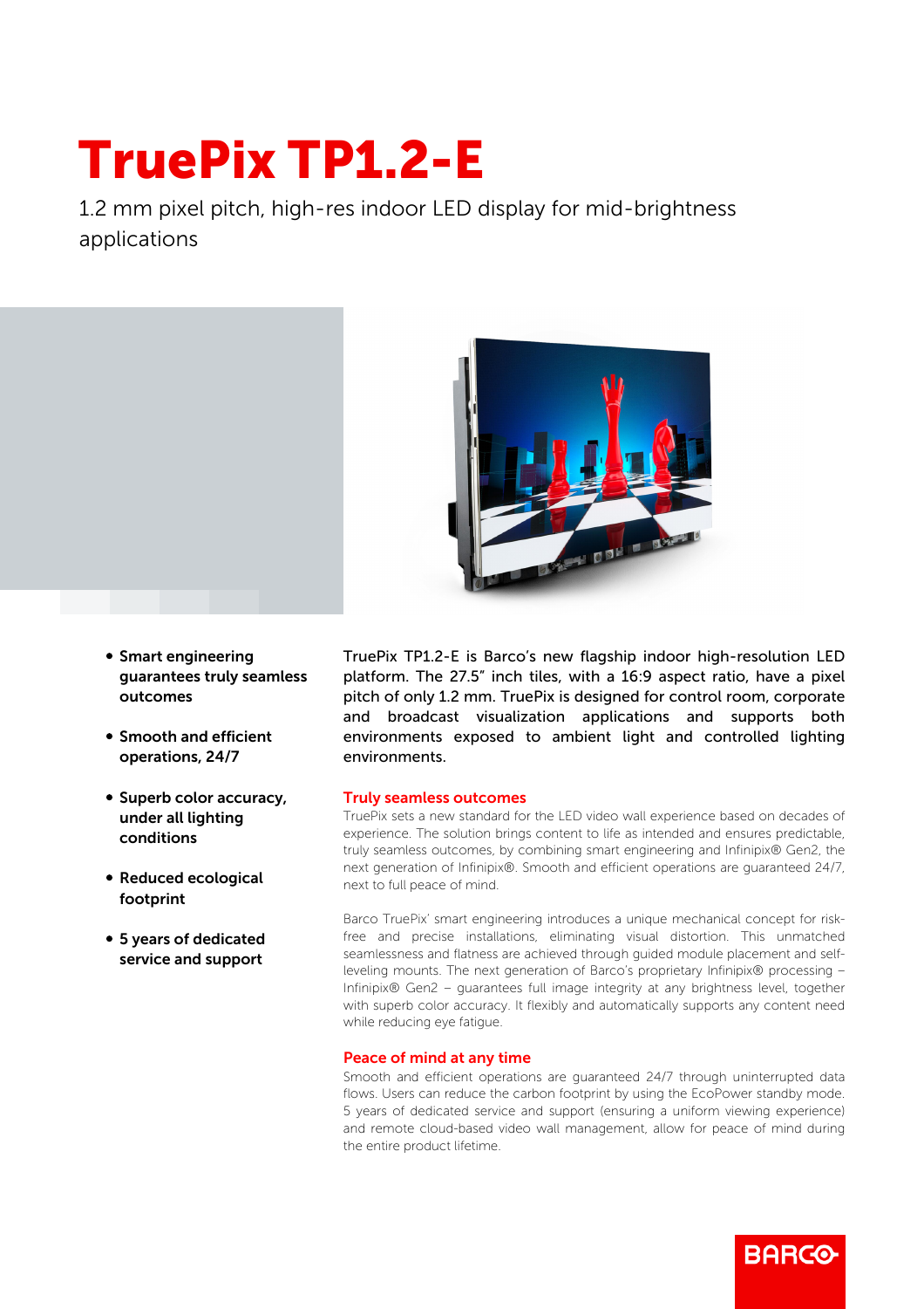# TruePix TP1.2-E

1.2 mm pixel pitch, high-res indoor LED display for mid-brightness applications

- **Smart engineering guarantees truly seamless outcomes**
- **Smooth and efficient operations, 24/7**
- **Superb color accuracy, under all lighting conditions**
- **Reduced ecological footprint**
- **5 years of dedicated service and support**

TruePix TP1.2-E is Barco's new flagship indoor high-resolution LED platform. The 27.5" inch tiles, with a 16:9 aspect ratio, have a pixel pitch of only 1.2 mm. TruePix is designed for control room, corporate and broadcast visualization applications and supports both environments exposed to ambient light and controlled lighting environments.

## Truly seamless outcomes

TruePix sets a new standard for the LED video wall experience based on decades of experience. The solution brings content to life as intended and ensures predictable, truly seamless outcomes, by combining smart engineering and Infinipix® Gen2, the next generation of Infinipix®. Smooth and efficient operations are guaranteed 24/7, next to full peace of mind.

Barco TruePix' smart engineering introduces a unique mechanical concept for risk-free and precise installations, eliminating visual distortion. This unmatched seamlessness and flatness are achieved through guided module placement and self-leveling mounts. The next generation of Barco's proprietary Infinipix® processing – Infinipix® Gen2 – guarantees full image integrity at any brightness level, together with superb color accuracy. It flexibly and automatically supports any content need while reducing eye fatigue.

## Peace of mind at any time

Smooth and efficient operations are guaranteed 24/7 through uninterrupted data flows. Users can reduce the carbon footprint by using the EcoPower standby mode. 5 years of dedicated service and support (ensuring a uniform viewing experience) and remote cloud-based video wall management, allow for peace of mind during the entire product lifetime.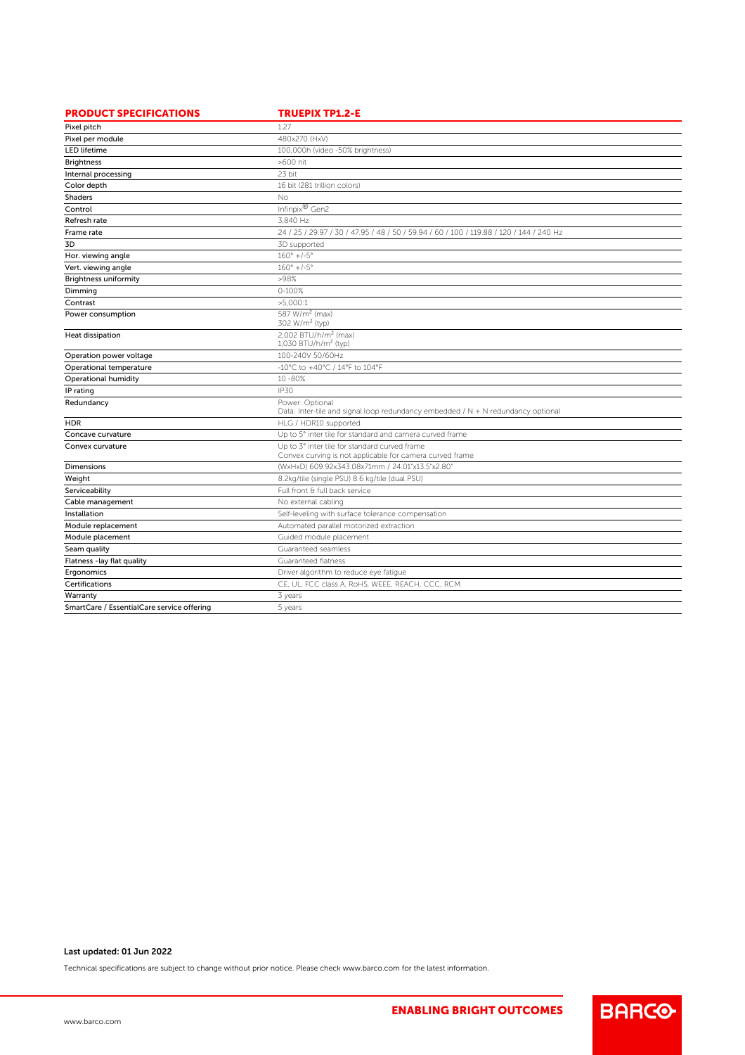| PRODUCT SPECIFICATIONS | TRUEPIX TP1.2-E |
|---|---|
| Pixel pitch | 1.27 |
| Pixel per module | 480x270 (HxV) |
| LED lifetime | 100,000h (video -50% brightness) |
| Brightness | >600 nit |
| Internal processing | 23 bit |
| Color depth | 16 bit (281 trillion colors) |
| Shaders | No |
| Control | Infinipix® Gen2 |
| Refresh rate | 3,840 Hz |
| Frame rate | 24 / 25 / 29.97 / 30 / 47.95 / 48 / 50 / 59.94 / 60 / 100 / 119.88 / 120 / 144 / 240 Hz |
| 3D | 3D supported |
| Hor. viewing angle | 160° +/-5° |
| Vert. viewing angle | 160° +/-5° |
| Brightness uniformity | >98% |
| Dimming | 0-100% |
| Contrast | >5,000:1 |
| Power consumption | 587 W/m² (max)<br>302 W/m² (typ) |
| Heat dissipation | 2,002 BTU/h/m² (max)<br>1,030 BTU/h/m² (typ) |
| Operation power voltage | 100-240V 50/60Hz |
| Operational temperature | -10°C to +40°C / 14°F to 104°F |
| Operational humidity | 10 -80% |
| IP rating | IP30 |
| Redundancy | Power: Optional<br>Data: Inter-tile and signal loop redundancy embedded / N + N redundancy optional |
| HDR | HLG / HDR10 supported |
| Concave curvature | Up to 5° inter tile for standard and camera curved frame |
| Convex curvature | Up to 3° inter tile for standard curved frame<br>Convex curving is not applicable for camera curved frame |
| Dimensions | (WxHxD) 609.92x343.08x71mm / 24.01"x13.5"x2.80" |
| Weight | 8.2kg/tile (single PSU) 8.6 kg/tile (dual PSU) |
| Serviceability | Full front & full back service |
| Cable management | No external cabling |
| Installation | Self-leveling with surface tolerance compensation |
| Module replacement | Automated parallel motorized extraction |
| Module placement | Guided module placement |
| Seam quality | Guaranteed seamless |
| Flatness -lay flat quality | Guaranteed flatness |
| Ergonomics | Driver algorithm to reduce eye fatigue |
| Certifications | CE, UL, FCC class A, RoHS, WEEE, REACH, CCC, RCM |
| Warranty | 3 years |
| SmartCare / EssentialCare service offering | 5 years |

**Last updated: 01 Jun 2022**

Technical specifications are subject to change without prior notice. Please check www.barco.com for the latest information.

ENABLING BRIGHT OUTCOMES